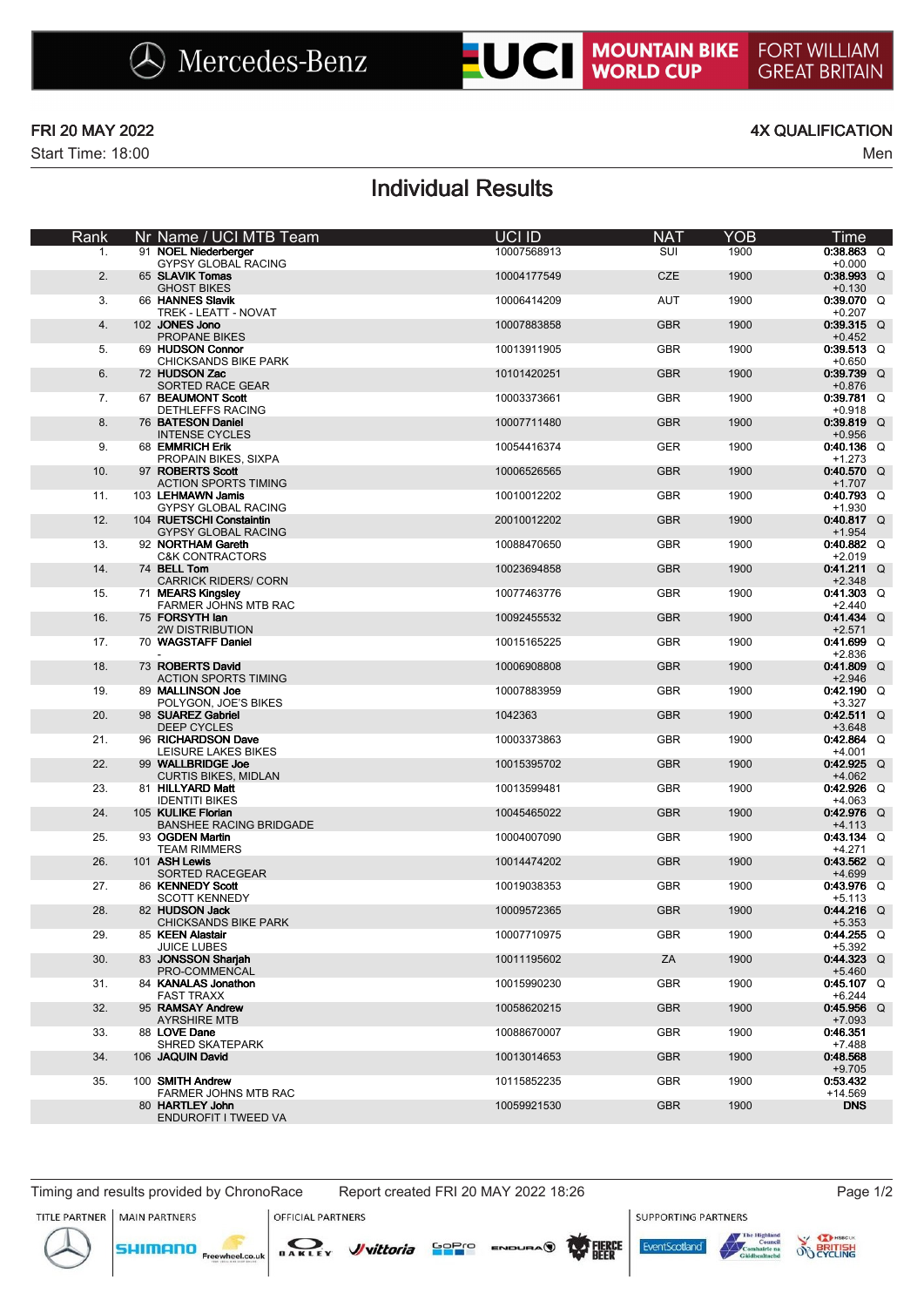Mercedes-Benz | UCI MOUNTAIN BIKE WORLD CUP | FORT WILLIAM GREAT BRITAIN

FRI 20 MAY 2022

Start Time: 18:00

4X QUALIFICATION

Men

# Individual Results

| Rank | Nr | Name / UCI MTB Team | UCI ID | NAT | YOB | Time | |
|---|---|---|---|---|---|---|---|
| 1. | 91 | **NOEL Niederberger** GYPSY GLOBAL RACING | 10007568913 | SUI | 1900 | **0:38.863** +0.000 | Q |
| 2. | 65 | **SLAVIK Tomas** GHOST BIKES | 10004177549 | CZE | 1900 | **0:38.993** +0.130 | Q |
| 3. | 66 | **HANNES Slavik** TREK - LEATT - NOVAT | 10006414209 | AUT | 1900 | **0:39.070** +0.207 | Q |
| 4. | 102 | **JONES Jono** PROPANE BIKES | 10007883858 | GBR | 1900 | **0:39.315** +0.452 | Q |
| 5. | 69 | **HUDSON Connor** CHICKSANDS BIKE PARK | 10013911905 | GBR | 1900 | **0:39.513** +0.650 | Q |
| 6. | 72 | **HUDSON Zac** SORTED RACE GEAR | 10101420251 | GBR | 1900 | **0:39.739** +0.876 | Q |
| 7. | 67 | **BEAUMONT Scott** DETHLEFFS RACING | 10003373661 | GBR | 1900 | **0:39.781** +0.918 | Q |
| 8. | 76 | **BATESON Daniel** INTENSE CYCLES | 10007711480 | GBR | 1900 | **0:39.819** +0.956 | Q |
| 9. | 68 | **EMMRICH Erik** PROPAIN BIKES, SIXPA | 10054416374 | GER | 1900 | **0:40.136** +1.273 | Q |
| 10. | 97 | **ROBERTS Scott** ACTION SPORTS TIMING | 10006526565 | GBR | 1900 | **0:40.570** +1.707 | Q |
| 11. | 103 | **LEHMAWN Jamis** GYPSY GLOBAL RACING | 10010012202 | GBR | 1900 | **0:40.793** +1.930 | Q |
| 12. | 104 | **RUETSCHI Constaintin** GYPSY GLOBAL RACING | 20010012202 | GBR | 1900 | **0:40.817** +1.954 | Q |
| 13. | 92 | **NORTHAM Gareth** C&K CONTRACTORS | 10088470650 | GBR | 1900 | **0:40.882** +2.019 | Q |
| 14. | 74 | **BELL Tom** CARRICK RIDERS/ CORN | 10023694858 | GBR | 1900 | **0:41.211** +2.348 | Q |
| 15. | 71 | **MEARS Kingsley** FARMER JOHNS MTB RAC | 10077463776 | GBR | 1900 | **0:41.303** +2.440 | Q |
| 16. | 75 | **FORSYTH Ian** 2W DISTRIBUTION | 10092455532 | GBR | 1900 | **0:41.434** +2.571 | Q |
| 17. | 70 | **WAGSTAFF Daniel** - | 10015165225 | GBR | 1900 | **0:41.699** +2.836 | Q |
| 18. | 73 | **ROBERTS David** ACTION SPORTS TIMING | 10006908808 | GBR | 1900 | **0:41.809** +2.946 | Q |
| 19. | 89 | **MALLINSON Joe** POLYGON, JOE'S BIKES | 10007883959 | GBR | 1900 | **0:42.190** +3.327 | Q |
| 20. | 98 | **SUAREZ Gabriel** DEEP CYCLES | 1042363 | GBR | 1900 | **0:42.511** +3.648 | Q |
| 21. | 96 | **RICHARDSON Dave** LEISURE LAKES BIKES | 10003373863 | GBR | 1900 | **0:42.864** +4.001 | Q |
| 22. | 99 | **WALLBRIDGE Joe** CURTIS BIKES, MIDLAN | 10015395702 | GBR | 1900 | **0:42.925** +4.062 | Q |
| 23. | 81 | **HILLYARD Matt** IDENTITI BIKES | 10013599481 | GBR | 1900 | **0:42.926** +4.063 | Q |
| 24. | 105 | **KULIKE Florian** BANSHEE RACING BRIDGADE | 10045465022 | GBR | 1900 | **0:42.976** +4.113 | Q |
| 25. | 93 | **OGDEN Martin** TEAM RIMMERS | 10004007090 | GBR | 1900 | **0:43.134** +4.271 | Q |
| 26. | 101 | **ASH Lewis** SORTED RACEGEAR | 10014474202 | GBR | 1900 | **0:43.562** +4.699 | Q |
| 27. | 86 | **KENNEDY Scott** SCOTT KENNEDY | 10019038353 | GBR | 1900 | **0:43.976** +5.113 | Q |
| 28. | 82 | **HUDSON Jack** CHICKSANDS BIKE PARK | 10009572365 | GBR | 1900 | **0:44.216** +5.353 | Q |
| 29. | 85 | **KEEN Alastair** JUICE LUBES | 10007710975 | GBR | 1900 | **0:44.255** +5.392 | Q |
| 30. | 83 | **JONSSON Sharjah** PRO-COMMENCAL | 10011195602 | ZA | 1900 | **0:44.323** +5.460 | Q |
| 31. | 84 | **KANALAS Jonathon** FAST TRAXX | 10015990230 | GBR | 1900 | **0:45.107** +6.244 | Q |
| 32. | 95 | **RAMSAY Andrew** AYRSHIRE MTB | 10058620215 | GBR | 1900 | **0:45.956** +7.093 | Q |
| 33. | 88 | **LOVE Dane** SHRED SKATEPARK | 10088670007 | GBR | 1900 | **0:46.351** +7.488 | |
| 34. | 106 | **JAQUIN David** | 10013014653 | GBR | 1900 | **0:48.568** +9.705 | |
| 35. | 100 | **SMITH Andrew** FARMER JOHNS MTB RAC | 10115852235 | GBR | 1900 | **0:53.432** +14.569 | |
| | 80 | **HARTLEY John** ENDUROFIT I TWEED VA | 10059921530 | GBR | 1900 | **DNS** | |

Timing and results provided by ChronoRace

Report created FRI 20 MAY 2022 18:26

TITLE PARTNER | MAIN PARTNERS | OFFICIAL PARTNERS | SUPPORTING PARTNERS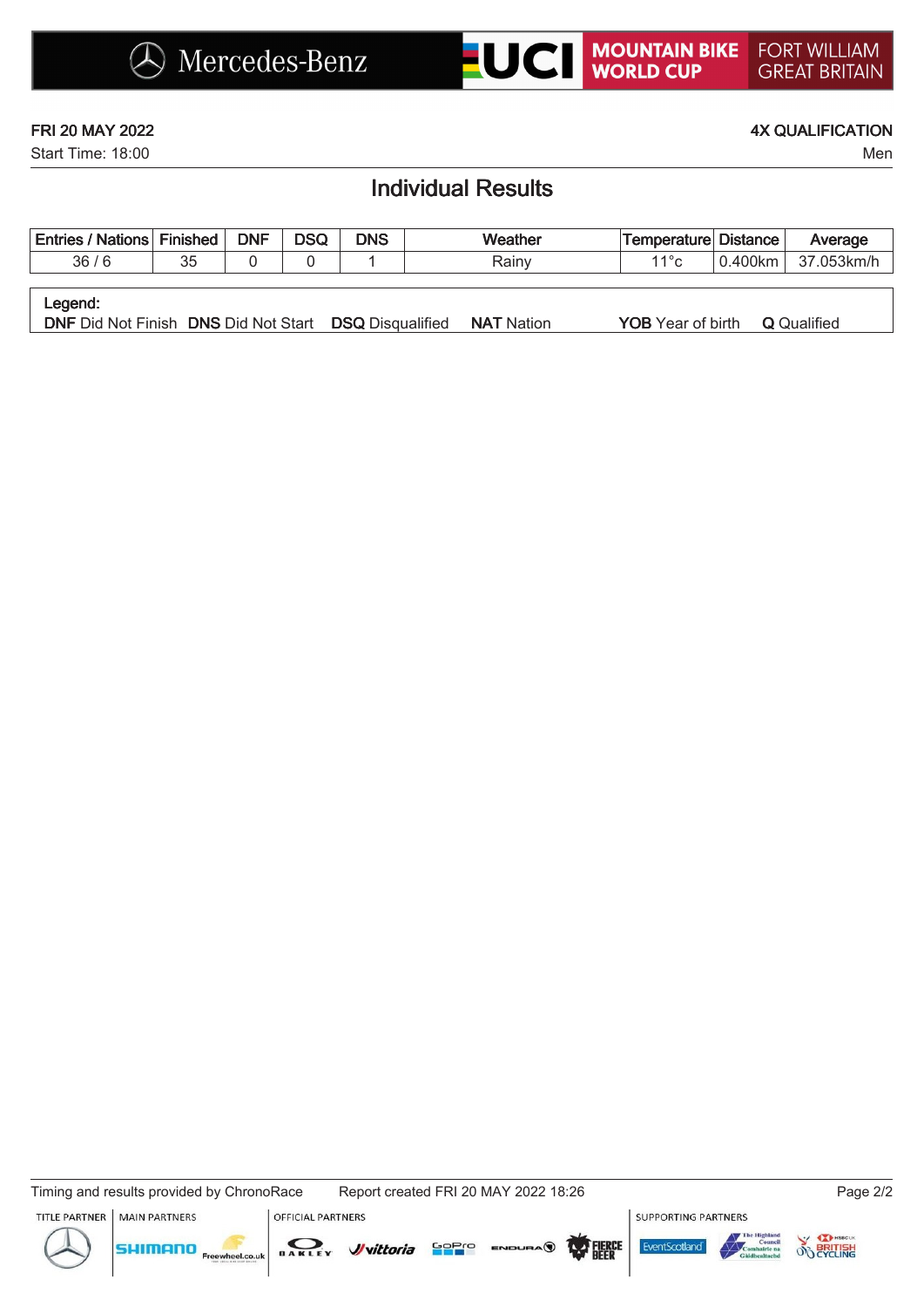FRI 20 MAY 2022

Start Time: 18:00

4X QUALIFICATION

Men

## Individual Results

| Entries / Nations | Finished | DNF | DSQ | DNS | Weather | Temperature | Distance | Average |
|---|---|---|---|---|---|---|---|---|
| 36 / 6 | 35 | 0 | 0 | 1 | Rainy | 11°c | 0.400km | 37.053km/h |

Legend:
**DNF** Did Not Finish **DNS** Did Not Start **DSQ** Disqualified **NAT** Nation **YOB** Year of birth **Q** Qualified

Timing and results provided by ChronoRace

Report created FRI 20 MAY 2022 18:26